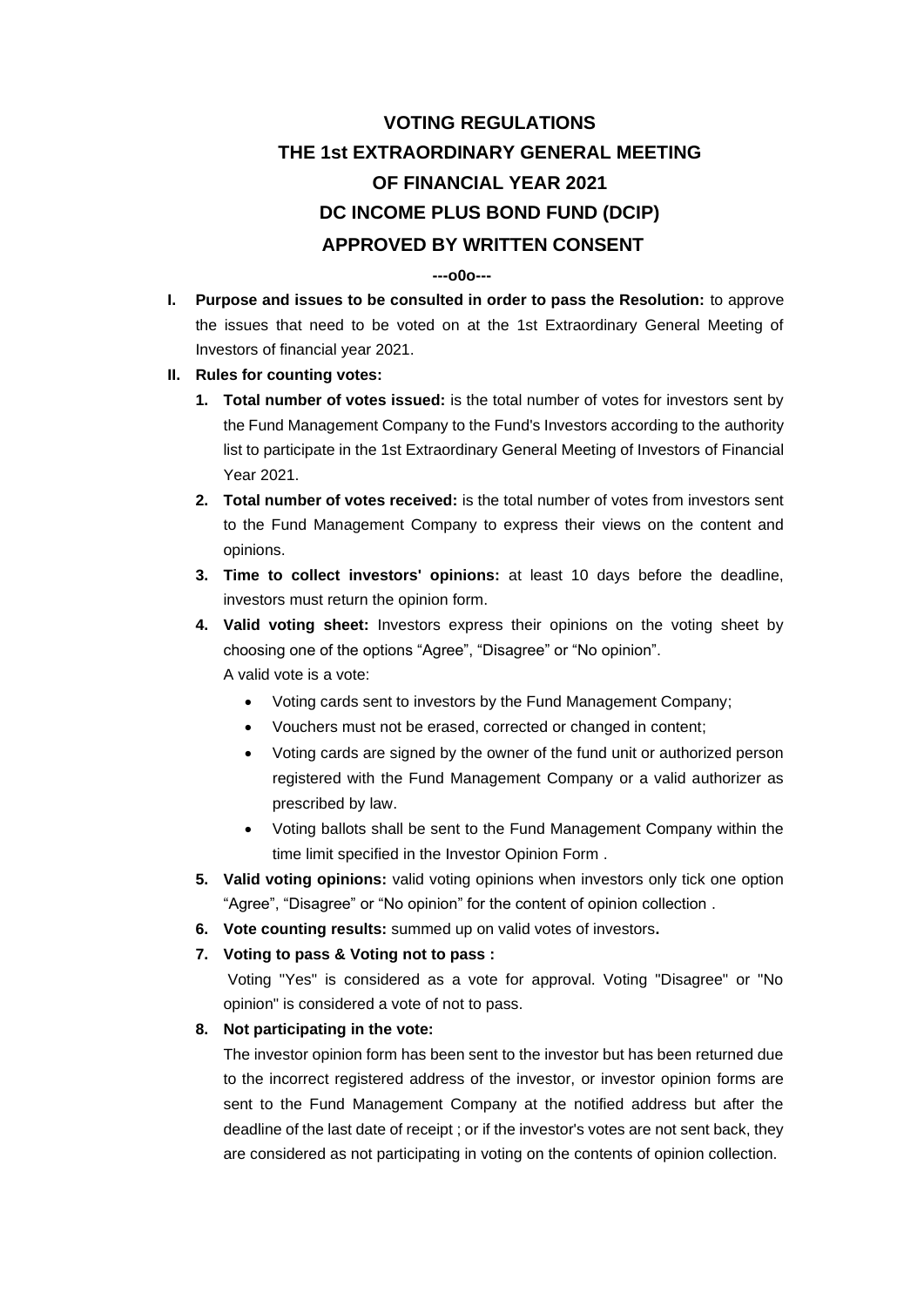# VOTING REGULATIONS
# THE 1st EXTRAORDINARY GENERAL MEETING
# OF FINANCIAL YEAR 2021
# DC INCOME PLUS BOND FUND (DCIP)
# APPROVED BY WRITTEN CONSENT

**---o0o---**

**I. Purpose and issues to be consulted in order to pass the Resolution:** to approve the issues that need to be voted on at the 1st Extraordinary General Meeting of Investors of financial year 2021.

**II. Rules for counting votes:**

1. **Total number of votes issued:** is the total number of votes for investors sent by the Fund Management Company to the Fund's Investors according to the authority list to participate in the 1st Extraordinary General Meeting of Investors of Financial Year 2021.
2. **Total number of votes received:** is the total number of votes from investors sent to the Fund Management Company to express their views on the content and opinions.
3. **Time to collect investors' opinions:** at least 10 days before the deadline, investors must return the opinion form.
4. **Valid voting sheet:** Investors express their opinions on the voting sheet by choosing one of the options "Agree", "Disagree" or "No opinion".
   
   A valid vote is a vote:
   - Voting cards sent to investors by the Fund Management Company;
   - Vouchers must not be erased, corrected or changed in content;
   - Voting cards are signed by the owner of the fund unit or authorized person registered with the Fund Management Company or a valid authorizer as prescribed by law.
   - Voting ballots shall be sent to the Fund Management Company within the time limit specified in the Investor Opinion Form .
5. **Valid voting opinions:** valid voting opinions when investors only tick one option "Agree", "Disagree" or "No opinion" for the content of opinion collection .
6. **Vote counting results:** summed up on valid votes of investors**.**
7. **Voting to pass & Voting not to pass :**
   
   Voting "Yes" is considered as a vote for approval. Voting "Disagree" or "No opinion" is considered a vote of not to pass.
8. **Not participating in the vote:**
   
   The investor opinion form has been sent to the investor but has been returned due to the incorrect registered address of the investor, or investor opinion forms are sent to the Fund Management Company at the notified address but after the deadline of the last date of receipt ; or if the investor's votes are not sent back, they are considered as not participating in voting on the contents of opinion collection.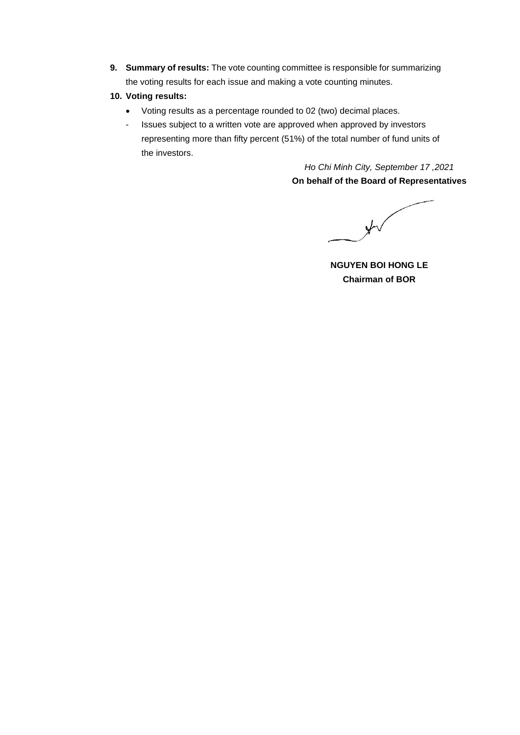**9. Summary of results:** The vote counting committee is responsible for summarizing the voting results for each issue and making a vote counting minutes.

**10. Voting results:**

- Voting results as a percentage rounded to 02 (two) decimal places.
- Issues subject to a written vote are approved when approved by investors representing more than fifty percent (51%) of the total number of fund units of the investors.

*Ho Chi Minh City, September 17 ,2021*

**On behalf of the Board of Representatives**

**NGUYEN BOI HONG LE**

**Chairman of BOR**